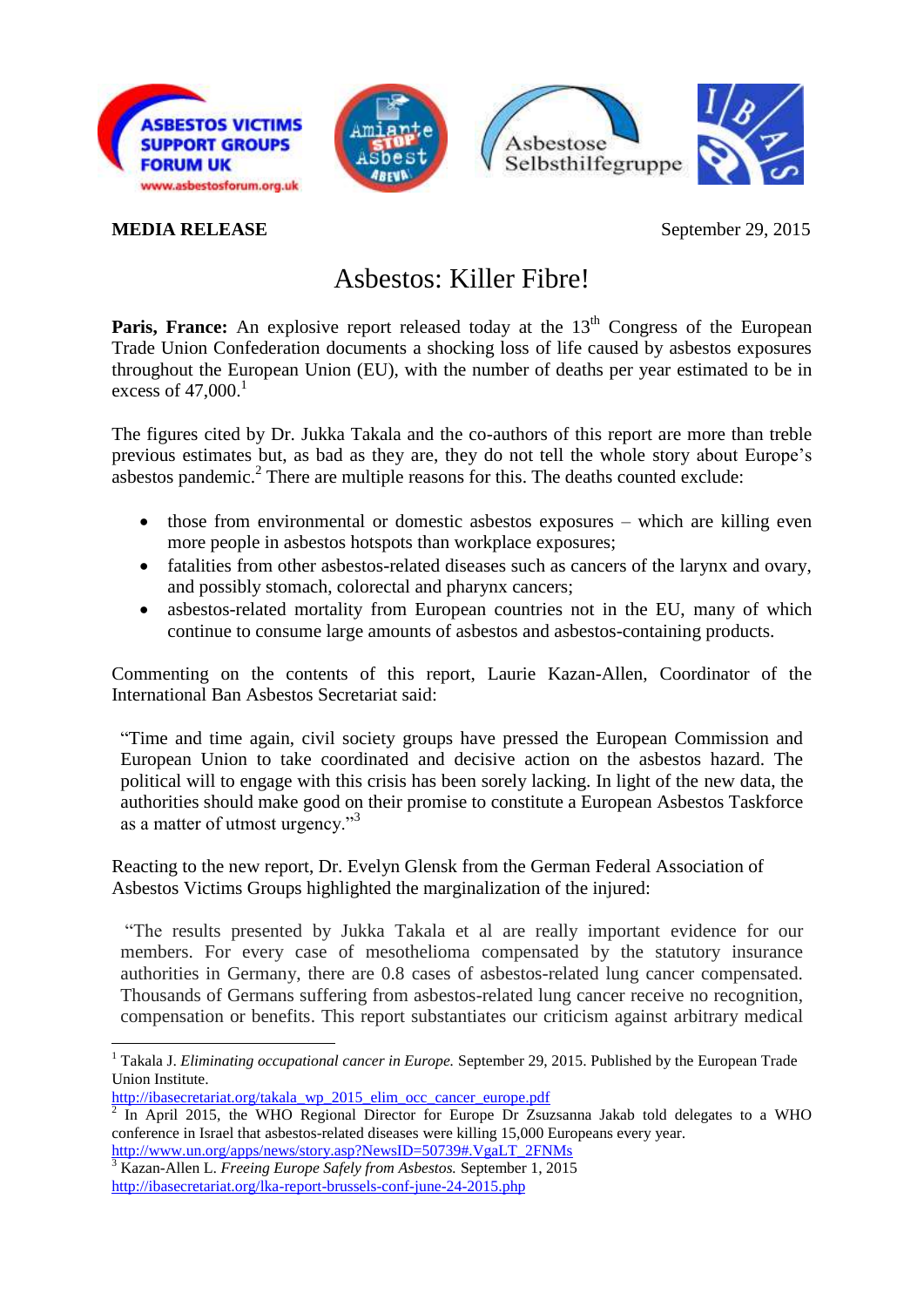**MEDIA RELEASE** September 29, 2015

# Asbestos: Killer Fibre!

**Paris, France:** An explosive report released today at the 13th Congress of the European Trade Union Confederation documents a shocking loss of life caused by asbestos exposures throughout the European Union (EU), with the number of deaths per year estimated to be in excess of 47,000.[1]

The figures cited by Dr. Jukka Takala and the co-authors of this report are more than treble previous estimates but, as bad as they are, they do not tell the whole story about Europe's asbestos pandemic.[2] There are multiple reasons for this. The deaths counted exclude:

- those from environmental or domestic asbestos exposures – which are killing even more people in asbestos hotspots than workplace exposures;
- fatalities from other asbestos-related diseases such as cancers of the larynx and ovary, and possibly stomach, colorectal and pharynx cancers;
- asbestos-related mortality from European countries not in the EU, many of which continue to consume large amounts of asbestos and asbestos-containing products.

Commenting on the contents of this report, Laurie Kazan-Allen, Coordinator of the International Ban Asbestos Secretariat said:

> "Time and time again, civil society groups have pressed the European Commission and European Union to take coordinated and decisive action on the asbestos hazard. The political will to engage with this crisis has been sorely lacking. In light of the new data, the authorities should make good on their promise to constitute a European Asbestos Taskforce as a matter of utmost urgency."[3]

Reacting to the new report, Dr. Evelyn Glensk from the German Federal Association of Asbestos Victims Groups highlighted the marginalization of the injured:

> "The results presented by Jukka Takala et al are really important evidence for our members. For every case of mesothelioma compensated by the statutory insurance authorities in Germany, there are 0.8 cases of asbestos-related lung cancer compensated. Thousands of Germans suffering from asbestos-related lung cancer receive no recognition, compensation or benefits. This report substantiates our criticism against arbitrary medical

---

[1] Takala J. *Eliminating occupational cancer in Europe.* September 29, 2015. Published by the European Trade Union Institute.
http://ibasecretariat.org/takala_wp_2015_elim_occ_cancer_europe.pdf

[2] In April 2015, the WHO Regional Director for Europe Dr Zsuzsanna Jakab told delegates to a WHO conference in Israel that asbestos-related diseases were killing 15,000 Europeans every year.
http://www.un.org/apps/news/story.asp?NewsID=50739#.VgaLT_2FNMs

[3] Kazan-Allen L. *Freeing Europe Safely from Asbestos.* September 1, 2015
http://ibasecretariat.org/lka-report-brussels-conf-june-24-2015.php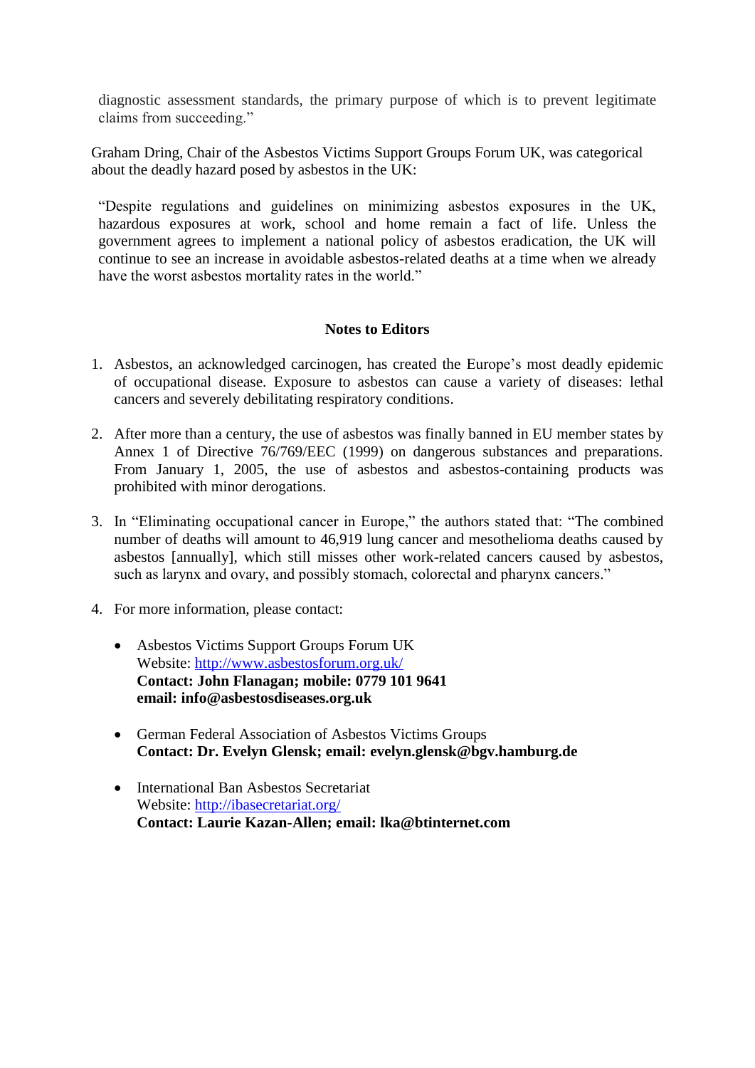> diagnostic assessment standards, the primary purpose of which is to prevent legitimate claims from succeeding."

Graham Dring, Chair of the Asbestos Victims Support Groups Forum UK, was categorical about the deadly hazard posed by asbestos in the UK:

> "Despite regulations and guidelines on minimizing asbestos exposures in the UK, hazardous exposures at work, school and home remain a fact of life. Unless the government agrees to implement a national policy of asbestos eradication, the UK will continue to see an increase in avoidable asbestos-related deaths at a time when we already have the worst asbestos mortality rates in the world."

**Notes to Editors**

1. Asbestos, an acknowledged carcinogen, has created the Europe's most deadly epidemic of occupational disease. Exposure to asbestos can cause a variety of diseases: lethal cancers and severely debilitating respiratory conditions.

2. After more than a century, the use of asbestos was finally banned in EU member states by Annex 1 of Directive 76/769/EEC (1999) on dangerous substances and preparations. From January 1, 2005, the use of asbestos and asbestos-containing products was prohibited with minor derogations.

3. In "Eliminating occupational cancer in Europe," the authors stated that: "The combined number of deaths will amount to 46,919 lung cancer and mesothelioma deaths caused by asbestos [annually], which still misses other work-related cancers caused by asbestos, such as larynx and ovary, and possibly stomach, colorectal and pharynx cancers."

4. For more information, please contact:

   - Asbestos Victims Support Groups Forum UK
     Website: [http://www.asbestosforum.org.uk/](http://www.asbestosforum.org.uk/)
     **Contact: John Flanagan; mobile: 0779 101 9641**
     **email: info@asbestosdiseases.org.uk**

   - German Federal Association of Asbestos Victims Groups
     **Contact: Dr. Evelyn Glensk; email: evelyn.glensk@bgv.hamburg.de**

   - International Ban Asbestos Secretariat
     Website: [http://ibasecretariat.org/](http://ibasecretariat.org/)
     **Contact: Laurie Kazan-Allen; email: lka@btinternet.com**